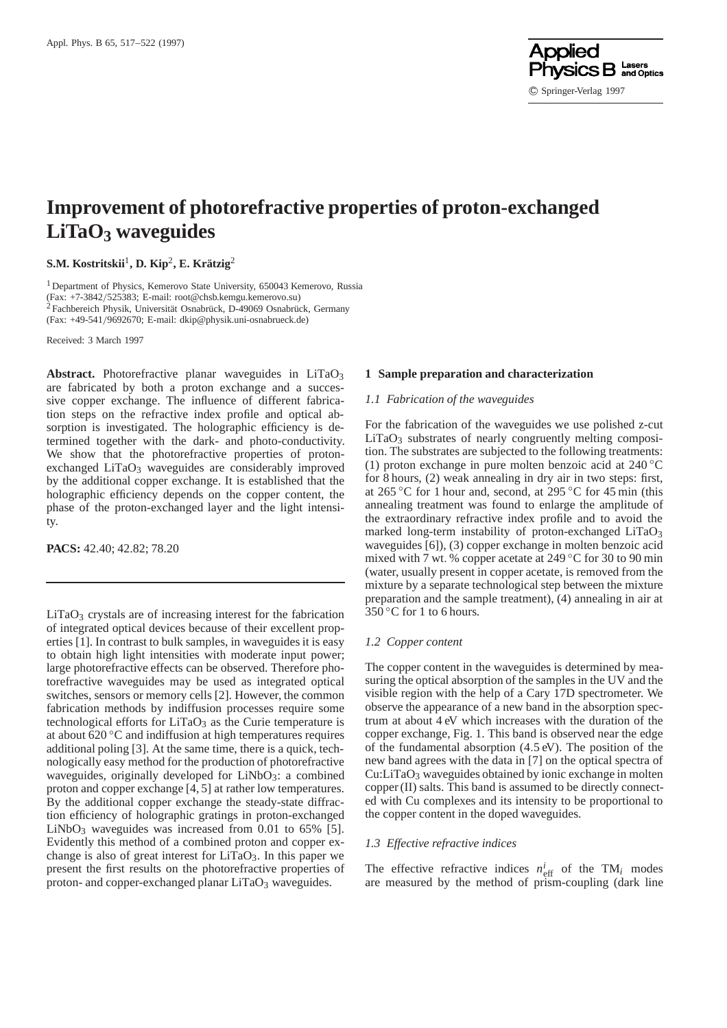# Improvement of photorefractive properties of proton-exchanged $LiTaO_3$ waveguides

**S.M. Kostritskii[1], D. Kip[2], E. Krätzig[2]**

[1] Department of Physics, Kemerovo State University, 650043 Kemerovo, Russia
(Fax: +7-3842/525383; E-mail: root@chsb.kemgu.kemerovo.su)
[2] Fachbereich Physik, Universität Osnabrück, D-49069 Osnabrück, Germany
(Fax: +49-541/9692670; E-mail: dkip@physik.uni-osnabrueck.de)

Received: 3 March 1997

**Abstract.** Photorefractive planar waveguides in $LiTaO_3$ are fabricated by both a proton exchange and a successive copper exchange. The influence of different fabrication steps on the refractive index profile and optical absorption is investigated. The holographic efficiency is determined together with the dark- and photo-conductivity. We show that the photorefractive properties of proton-exchanged $LiTaO_3$ waveguides are considerably improved by the additional copper exchange. It is established that the holographic efficiency depends on the copper content, the phase of the proton-exchanged layer and the light intensity.

**PACS:** 42.40; 42.82; 78.20

$LiTaO_3$ crystals are of increasing interest for the fabrication of integrated optical devices because of their excellent properties [1]. In contrast to bulk samples, in waveguides it is easy to obtain high light intensities with moderate input power; large photorefractive effects can be observed. Therefore photorefractive waveguides may be used as integrated optical switches, sensors or memory cells [2]. However, the common fabrication methods by indiffusion processes require some technological efforts for $LiTaO_3$ as the Curie temperature is at about 620 °C and indiffusion at high temperatures requires additional poling [3]. At the same time, there is a quick, technologically easy method for the production of photorefractive waveguides, originally developed for $LiNbO_3$: a combined proton and copper exchange [4, 5] at rather low temperatures. By the additional copper exchange the steady-state diffraction efficiency of holographic gratings in proton-exchanged $LiNbO_3$ waveguides was increased from 0.01 to 65% [5]. Evidently this method of a combined proton and copper exchange is also of great interest for $LiTaO_3$. In this paper we present the first results on the photorefractive properties of proton- and copper-exchanged planar $LiTaO_3$ waveguides.

## 1 Sample preparation and characterization

### *1.1 Fabrication of the waveguides*

For the fabrication of the waveguides we use polished z-cut $LiTaO_3$ substrates of nearly congruently melting composition. The substrates are subjected to the following treatments: (1) proton exchange in pure molten benzoic acid at 240 °C for 8 hours, (2) weak annealing in dry air in two steps: first, at 265 °C for 1 hour and, second, at 295 °C for 45 min (this annealing treatment was found to enlarge the amplitude of the extraordinary refractive index profile and to avoid the marked long-term instability of proton-exchanged $LiTaO_3$ waveguides [6]), (3) copper exchange in molten benzoic acid mixed with 7 wt. % copper acetate at 249 °C for 30 to 90 min (water, usually present in copper acetate, is removed from the mixture by a separate technological step between the mixture preparation and the sample treatment), (4) annealing in air at 350 °C for 1 to 6 hours.

### *1.2 Copper content*

The copper content in the waveguides is determined by measuring the optical absorption of the samples in the UV and the visible region with the help of a Cary 17D spectrometer. We observe the appearance of a new band in the absorption spectrum at about 4 eV which increases with the duration of the copper exchange, Fig. 1. This band is observed near the edge of the fundamental absorption (4.5 eV). The position of the new band agrees with the data in [7] on the optical spectra of $Cu:LiTaO_3$ waveguides obtained by ionic exchange in molten copper (II) salts. This band is assumed to be directly connected with Cu complexes and its intensity to be proportional to the copper content in the doped waveguides.

### *1.3 Effective refractive indices*

The effective refractive indices $n^i_{\mathrm{eff}}$ of the $TM_i$ modes are measured by the method of prism-coupling (dark line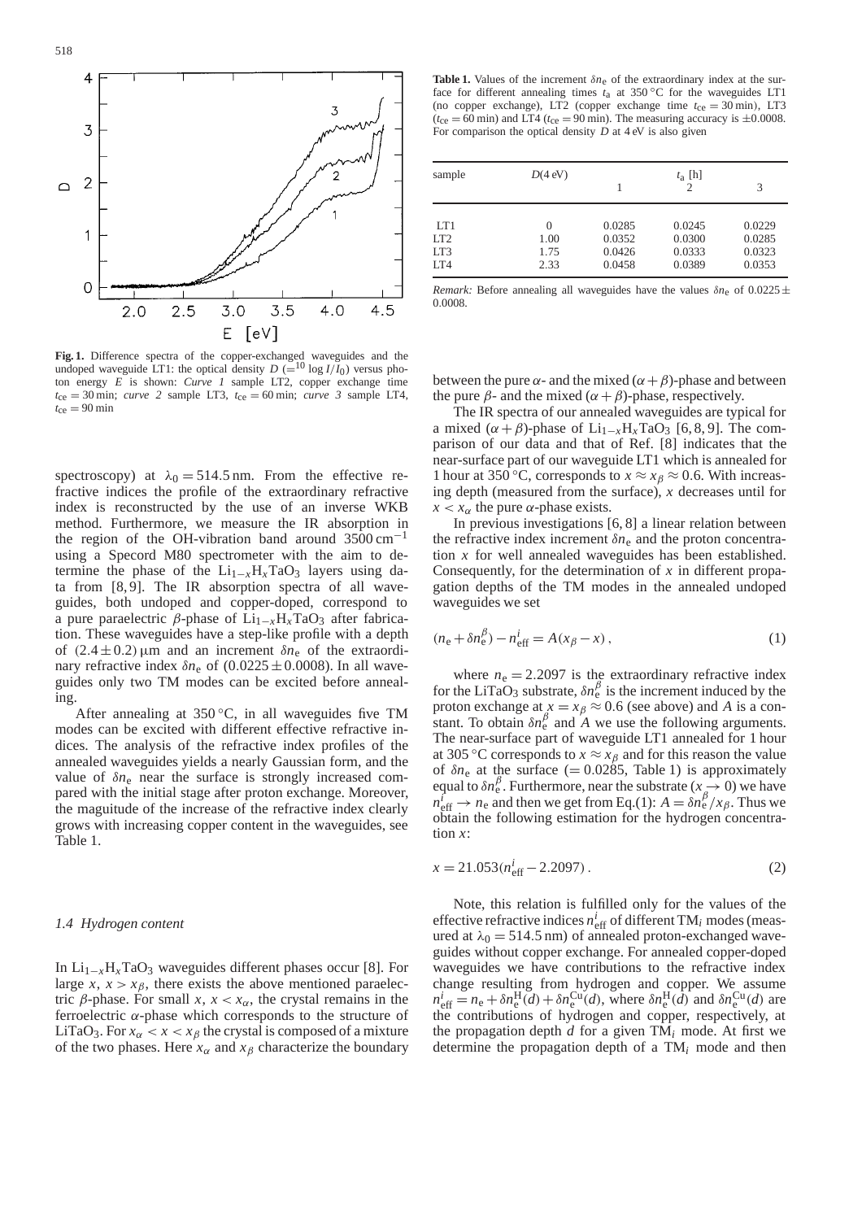**Fig. 1.** Difference spectra of the copper-exchanged waveguides and the undoped waveguide LT1: the optical density $D$ $(=^{10}\log I/I_0)$ versus photon energy $E$ is shown: *Curve 1* sample LT2, copper exchange time $t_{ce} = 30$ min; *curve 2* sample LT3, $t_{ce} = 60$ min; *curve 3* sample LT4, $t_{ce} = 90$ min

spectroscopy) at $\lambda_0 = 514.5$ nm. From the effective refractive indices the profile of the extraordinary refractive index is reconstructed by the use of an inverse WKB method. Furthermore, we measure the IR absorption in the region of the OH-vibration band around $3500\,\text{cm}^{-1}$ using a Specord M80 spectrometer with the aim to determine the phase of the $Li_{1-x}H_xTaO_3$ layers using data from [8, 9]. The IR absorption spectra of all waveguides, both undoped and copper-doped, correspond to a pure paraelectric $\beta$-phase of $Li_{1-x}H_xTaO_3$ after fabrication. These waveguides have a step-like profile with a depth of $(2.4 \pm 0.2)\,\mu$m and an increment $\delta n_e$ of the extraordinary refractive index $\delta n_e$ of $(0.0225 \pm 0.0008)$. In all waveguides only two TM modes can be excited before annealing.

After annealing at 350 °C, in all waveguides five TM modes can be excited with different effective refractive indices. The analysis of the refractive index profiles of the annealed waveguides yields a nearly Gaussian form, and the value of $\delta n_e$ near the surface is strongly increased compared with the initial stage after proton exchange. Moreover, the maguitude of the increase of the refractive index clearly grows with increasing copper content in the waveguides, see Table 1.

### 1.4 Hydrogen content

In $Li_{1-x}H_xTaO_3$ waveguides different phases occur [8]. For large $x$, $x > x_\beta$, there exists the above mentioned paraelectric $\beta$-phase. For small $x$, $x < x_\alpha$, the crystal remains in the ferroelectric $\alpha$-phase which corresponds to the structure of $LiTaO_3$. For $x_\alpha < x < x_\beta$ the crystal is composed of a mixture of the two phases. Here $x_\alpha$ and $x_\beta$ characterize the boundary

**Table 1.** Values of the increment $\delta n_e$ of the extraordinary index at the surface for different annealing times $t_a$ at 350 °C for the waveguides LT1 (no copper exchange), LT2 (copper exchange time $t_{ce} = 30$ min), LT3 ($t_{ce} = 60$ min) and LT4 ($t_{ce} = 90$ min). The measuring accuracy is $\pm 0.0008$. For comparison the optical density $D$ at 4 eV is also given

| sample | $D$(4 eV) | $t_a$ [h] 1 | 2 | 3 |
|---|---|---|---|---|
| LT1 | 0 | 0.0285 | 0.0245 | 0.0229 |
| LT2 | 1.00 | 0.0352 | 0.0300 | 0.0285 |
| LT3 | 1.75 | 0.0426 | 0.0333 | 0.0323 |
| LT4 | 2.33 | 0.0458 | 0.0389 | 0.0353 |

*Remark:* Before annealing all waveguides have the values $\delta n_e$ of $0.0225 \pm 0.0008$.

between the pure $\alpha$- and the mixed $(\alpha + \beta)$-phase and between the pure $\beta$- and the mixed $(\alpha + \beta)$-phase, respectively.

The IR spectra of our annealed waveguides are typical for a mixed $(\alpha + \beta)$-phase of $Li_{1-x}H_xTaO_3$ [6, 8, 9]. The comparison of our data and that of Ref. [8] indicates that the near-surface part of our waveguide LT1 which is annealed for 1 hour at 350 °C, corresponds to $x \approx x_\beta \approx 0.6$. With increasing depth (measured from the surface), $x$ decreases until for $x < x_\alpha$ the pure $\alpha$-phase exists.

In previous investigations [6, 8] a linear relation between the refractive index increment $\delta n_e$ and the proton concentration $x$ for well annealed waveguides has been established. Consequently, for the determination of $x$ in different propagation depths of the TM modes in the annealed undoped waveguides we set

$$(n_e + \delta n_e^\beta) - n_{\text{eff}}^i = A(x_\beta - x)\,, \tag{1}$$

where $n_e = 2.2097$ is the extraordinary refractive index for the $LiTaO_3$ substrate, $\delta n_e^\beta$ is the increment induced by the proton exchange at $x = x_\beta \approx 0.6$ (see above) and $A$ is a constant. To obtain $\delta n_e^\beta$ and $A$ we use the following arguments. The near-surface part of waveguide LT1 annealed for 1 hour at 305 °C corresponds to $x \approx x_\beta$ and for this reason the value of $\delta n_e$ at the surface ($= 0.0285$, Table 1) is approximately equal to $\delta n_e^\beta$. Furthermore, near the substrate ($x \to 0$) we have $n_{\text{eff}}^i \to n_e$ and then we get from Eq.(1): $A = \delta n_e^\beta / x_\beta$. Thus we obtain the following estimation for the hydrogen concentration $x$:

$$x = 21.053(n_{\text{eff}}^i - 2.2097)\,. \tag{2}$$

Note, this relation is fulfilled only for the values of the effective refractive indices $n_{\text{eff}}^i$ of different TM$_i$ modes (measured at $\lambda_0 = 514.5$ nm) of annealed proton-exchanged waveguides without copper exchange. For annealed copper-doped waveguides we have contributions to the refractive index change resulting from hydrogen and copper. We assume $n_{\text{eff}}^i = n_e + \delta n_e^{\text{H}}(d) + \delta n_e^{\text{Cu}}(d)$, where $\delta n_e^{\text{H}}(d)$ and $\delta n_e^{\text{Cu}}(d)$ are the contributions of hydrogen and copper, respectively, at the propagation depth $d$ for a given TM$_i$ mode. At first we determine the propagation depth of a TM$_i$ mode and then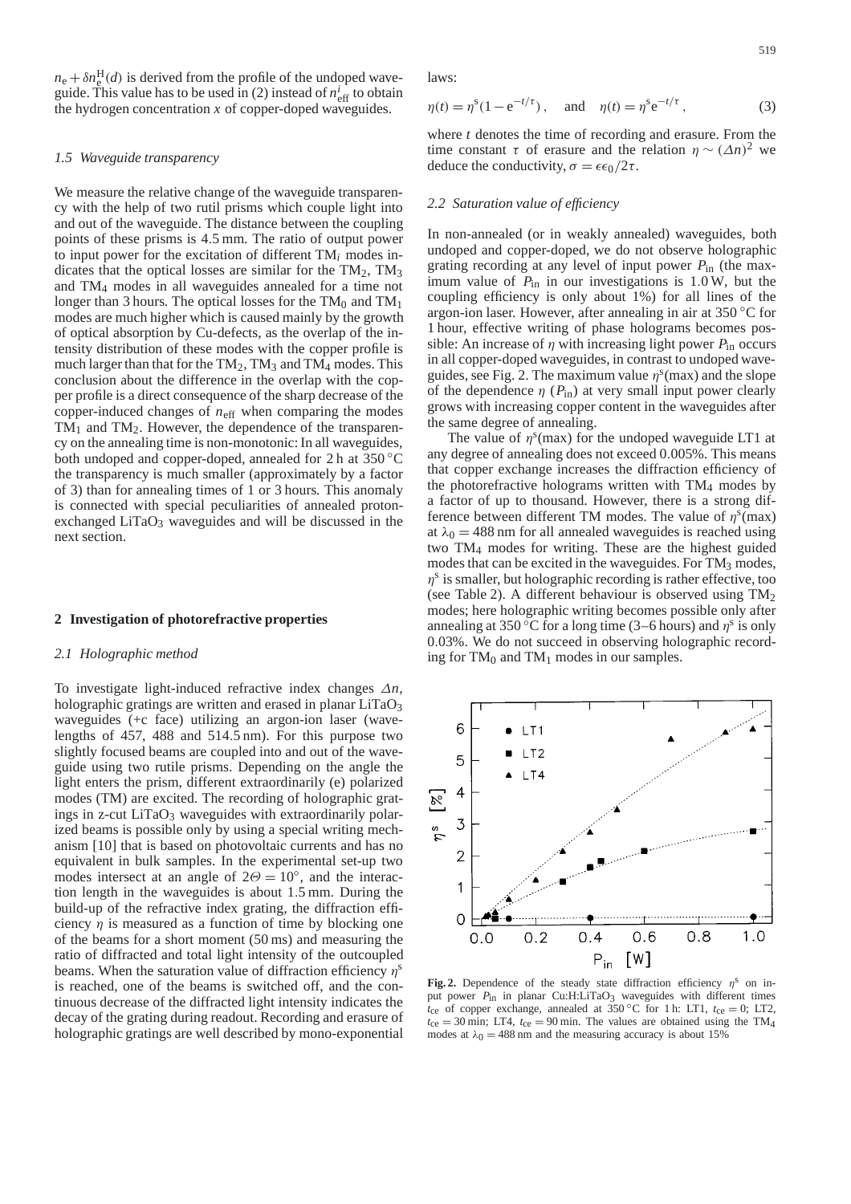$n_e + \delta n_e^H(d)$ is derived from the profile of the undoped waveguide. This value has to be used in (2) instead of $n_{eff}^i$ to obtain the hydrogen concentration $x$ of copper-doped waveguides.

### *1.5 Waveguide transparency*

We measure the relative change of the waveguide transparency with the help of two rutil prisms which couple light into and out of the waveguide. The distance between the coupling points of these prisms is 4.5 mm. The ratio of output power to input power for the excitation of different $TM_i$ modes indicates that the optical losses are similar for the $TM_2$, $TM_3$ and $TM_4$ modes in all waveguides annealed for a time not longer than 3 hours. The optical losses for the $TM_0$ and $TM_1$ modes are much higher which is caused mainly by the growth of optical absorption by Cu-defects, as the overlap of the intensity distribution of these modes with the copper profile is much larger than that for the $TM_2$, $TM_3$ and $TM_4$ modes. This conclusion about the difference in the overlap with the copper profile is a direct consequence of the sharp decrease of the copper-induced changes of $n_{eff}$ when comparing the modes $TM_1$ and $TM_2$. However, the dependence of the transparency on the annealing time is non-monotonic: In all waveguides, both undoped and copper-doped, annealed for 2 h at 350 °C the transparency is much smaller (approximately by a factor of 3) than for annealing times of 1 or 3 hours. This anomaly is connected with special peculiarities of annealed proton-exchanged $LiTaO_3$ waveguides and will be discussed in the next section.

## 2 Investigation of photorefractive properties

### *2.1 Holographic method*

To investigate light-induced refractive index changes $\Delta n$, holographic gratings are written and erased in planar $LiTaO_3$ waveguides (+c face) utilizing an argon-ion laser (wavelengths of 457, 488 and 514.5 nm). For this purpose two slightly focused beams are coupled into and out of the waveguide using two rutile prisms. Depending on the angle the light enters the prism, different extraordinarily (e) polarized modes (TM) are excited. The recording of holographic gratings in z-cut $LiTaO_3$ waveguides with extraordinarily polarized beams is possible only by using a special writing mechanism [10] that is based on photovoltaic currents and has no equivalent in bulk samples. In the experimental set-up two modes intersect at an angle of $2\Theta = 10°$, and the interaction length in the waveguides is about 1.5 mm. During the build-up of the refractive index grating, the diffraction efficiency $\eta$ is measured as a function of time by blocking one of the beams for a short moment (50 ms) and measuring the ratio of diffracted and total light intensity of the outcoupled beams. When the saturation value of diffraction efficiency $\eta^s$ is reached, one of the beams is switched off, and the continuous decrease of the diffracted light intensity indicates the decay of the grating during readout. Recording and erasure of holographic gratings are well described by mono-exponential laws:

$$\eta(t) = \eta^s(1 - e^{-t/\tau}), \quad \text{and} \quad \eta(t) = \eta^s e^{-t/\tau}, \tag{3}$$

where $t$ denotes the time of recording and erasure. From the time constant $\tau$ of erasure and the relation $\eta \sim (\Delta n)^2$ we deduce the conductivity, $\sigma = \epsilon\epsilon_0/2\tau$.

### *2.2 Saturation value of efficiency*

In non-annealed (or in weakly annealed) waveguides, both undoped and copper-doped, we do not observe holographic grating recording at any level of input power $P_{in}$ (the maximum value of $P_{in}$ in our investigations is 1.0 W, but the coupling efficiency is only about 1%) for all lines of the argon-ion laser. However, after annealing in air at 350 °C for 1 hour, effective writing of phase holograms becomes possible: An increase of $\eta$ with increasing light power $P_{in}$ occurs in all copper-doped waveguides, in contrast to undoped waveguides, see Fig. 2. The maximum value $\eta^s(\max)$ and the slope of the dependence $\eta$ ($P_{in}$) at very small input power clearly grows with increasing copper content in the waveguides after the same degree of annealing.

The value of $\eta^s(\max)$ for the undoped waveguide LT1 at any degree of annealing does not exceed 0.005%. This means that copper exchange increases the diffraction efficiency of the photorefractive holograms written with $TM_4$ modes by a factor of up to thousand. However, there is a strong difference between different TM modes. The value of $\eta^s(\max)$ at $\lambda_0 = 488$ nm for all annealed waveguides is reached using two $TM_4$ modes for writing. These are the highest guided modes that can be excited in the waveguides. For $TM_3$ modes, $\eta^s$ is smaller, but holographic recording is rather effective, too (see Table 2). A different behaviour is observed using $TM_2$ modes; here holographic writing becomes possible only after annealing at 350 °C for a long time (3–6 hours) and $\eta^s$ is only 0.03%. We do not succeed in observing holographic recording for $TM_0$ and $TM_1$ modes in our samples.

**Fig. 2.** Dependence of the steady state diffraction efficiency $\eta^s$ on input power $P_{in}$ in planar Cu:H:$LiTaO_3$ waveguides with different times $t_{ce}$ of copper exchange, annealed at 350 °C for 1 h: LT1, $t_{ce} = 0$; LT2, $t_{ce} = 30$ min; LT4, $t_{ce} = 90$ min. The values are obtained using the $TM_4$ modes at $\lambda_0 = 488$ nm and the measuring accuracy is about 15%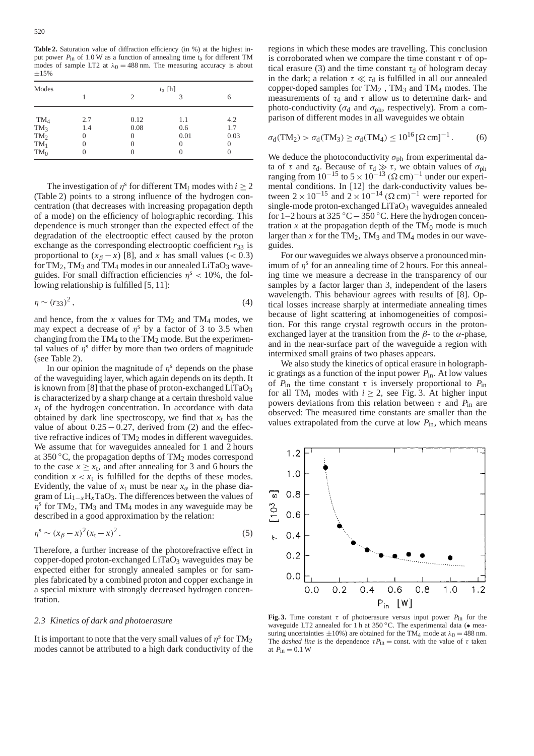**Table 2.** Saturation value of diffraction efficiency (in %) at the highest input power $P_{in}$ of 1.0 W as a function of annealing time $t_a$ for different TM modes of sample LT2 at $\lambda_0 = 488$ nm. The measuring accuracy is about ±15%

| Modes | $t_a$ [h] | | | |
|---|---|---|---|---|
| | 1 | 2 | 3 | 6 |
| $TM_4$ | 2.7 | 0.12 | 1.1 | 4.2 |
| $TM_3$ | 1.4 | 0.08 | 0.6 | 1.7 |
| $TM_2$ | 0 | 0 | 0.01 | 0.03 |
| $TM_1$ | 0 | 0 | 0 | 0 |
| $TM_0$ | 0 | 0 | 0 | 0 |

The investigation of $\eta^s$ for different $TM_i$ modes with $i \geq 2$ (Table 2) points to a strong influence of the hydrogen concentration (that decreases with increasing propagation depth of a mode) on the efficiency of holographic recording. This dependence is much stronger than the expected effect of the degradation of the electrooptic effect caused by the proton exchange as the corresponding electrooptic coefficient $r_{33}$ is proportional to $(x_\beta - x)$ [8], and $x$ has small values ($< 0.3$) for $TM_2$, $TM_3$ and $TM_4$ modes in our annealed $LiTaO_3$ waveguides. For small diffraction efficiencies $\eta^s < 10\%$, the following relationship is fulfilled [5, 11]:

$$\eta \sim (r_{33})^2 , \tag{4}$$

and hence, from the $x$ values for $TM_2$ and $TM_4$ modes, we may expect a decrease of $\eta^s$ by a factor of 3 to 3.5 when changing from the $TM_4$ to the $TM_2$ mode. But the experimental values of $\eta^s$ differ by more than two orders of magnitude (see Table 2).

In our opinion the magnitude of $\eta^s$ depends on the phase of the waveguiding layer, which again depends on its depth. It is known from [8] that the phase of proton-exchanged $LiTaO_3$ is characterized by a sharp change at a certain threshold value $x_t$ of the hydrogen concentration. In accordance with data obtained by dark line spectroscopy, we find that $x_t$ has the value of about $0.25-0.27$, derived from (2) and the effective refractive indices of $TM_2$ modes in different waveguides. We assume that for waveguides annealed for 1 and 2 hours at 350 °C, the propagation depths of $TM_2$ modes correspond to the case $x \geq x_t$, and after annealing for 3 and 6 hours the condition $x < x_t$ is fulfilled for the depths of these modes. Evidently, the value of $x_t$ must be near $x_\alpha$ in the phase diagram of $Li_{1-x}H_xTaO_3$. The differences between the values of $\eta^s$ for $TM_2$, $TM_3$ and $TM_4$ modes in any waveguide may be described in a good approximation by the relation:

$$\eta^s \sim (x_\beta - x)^2 (x_t - x)^2 . \tag{5}$$

Therefore, a further increase of the photorefractive effect in copper-doped proton-exchanged $LiTaO_3$ waveguides may be expected either for strongly annealed samples or for samples fabricated by a combined proton and copper exchange in a special mixture with strongly decreased hydrogen concentration.

### *2.3 Kinetics of dark and photoerasure*

It is important to note that the very small values of $\eta^s$ for $TM_2$ modes cannot be attributed to a high dark conductivity of the regions in which these modes are travelling. This conclusion is corroborated when we compare the time constant $\tau$ of optical erasure (3) and the time constant $\tau_d$ of hologram decay in the dark; a relation $\tau \ll \tau_d$ is fulfilled in all our annealed copper-doped samples for $TM_2$, $TM_3$ and $TM_4$ modes. The measurements of $\tau_d$ and $\tau$ allow us to determine dark- and photo-conductivity ($\sigma_d$ and $\sigma_{ph}$, respectively). From a comparison of different modes in all waveguides we obtain

$$\sigma_d(TM_2) > \sigma_d(TM_3) \geq \sigma_d(TM_4) \leq 10^{16} \, [\Omega \, cm]^{-1} . \tag{6}$$

We deduce the photoconductivity $\sigma_{ph}$ from experimental data of $\tau$ and $\tau_d$. Because of $\tau_d \gg \tau$, we obtain values of $\sigma_{ph}$ ranging from $10^{-15}$ to $5 \times 10^{-13}$ $(\Omega \, cm)^{-1}$ under our experimental conditions. In [12] the dark-conductivity values between $2 \times 10^{-15}$ and $2 \times 10^{-14}$ $(\Omega \, cm)^{-1}$ were reported for single-mode proton-exchanged $LiTaO_3$ waveguides annealed for 1–2 hours at 325 °C – 350 °C. Here the hydrogen concentration $x$ at the propagation depth of the $TM_0$ mode is much larger than $x$ for the $TM_2$, $TM_3$ and $TM_4$ modes in our waveguides.

For our waveguides we always observe a pronounced minimum of $\eta^s$ for an annealing time of 2 hours. For this annealing time we measure a decrease in the transparency of our samples by a factor larger than 3, independent of the lasers wavelength. This behaviour agrees with results of [8]. Optical losses increase sharply at intermediate annealing times because of light scattering at inhomogeneities of composition. For this range crystal regrowth occurs in the proton-exchanged layer at the transition from the $\beta$- to the $\alpha$-phase, and in the near-surface part of the waveguide a region with intermixed small grains of two phases appears.

We also study the kinetics of optical erasure in holographic gratings as a function of the input power $P_{in}$. At low values of $P_{in}$ the time constant $\tau$ is inversely proportional to $P_{in}$ for all $TM_i$ modes with $i \geq 2$, see Fig. 3. At higher input powers deviations from this relation between $\tau$ and $P_{in}$ are observed: The measured time constants are smaller than the values extrapolated from the curve at low $P_{in}$, which means

**Fig. 3.** Time constant $\tau$ of photoerasure versus input power $P_{in}$ for the waveguide LT2 annealed for 1 h at 350 °C. The experimental data (• measuring uncertainties ±10%) are obtained for the $TM_4$ mode at $\lambda_0 = 488$ nm. The *dashed line* is the dependence $\tau P_{in} =$ const. with the value of $\tau$ taken at $P_{in} = 0.1$ W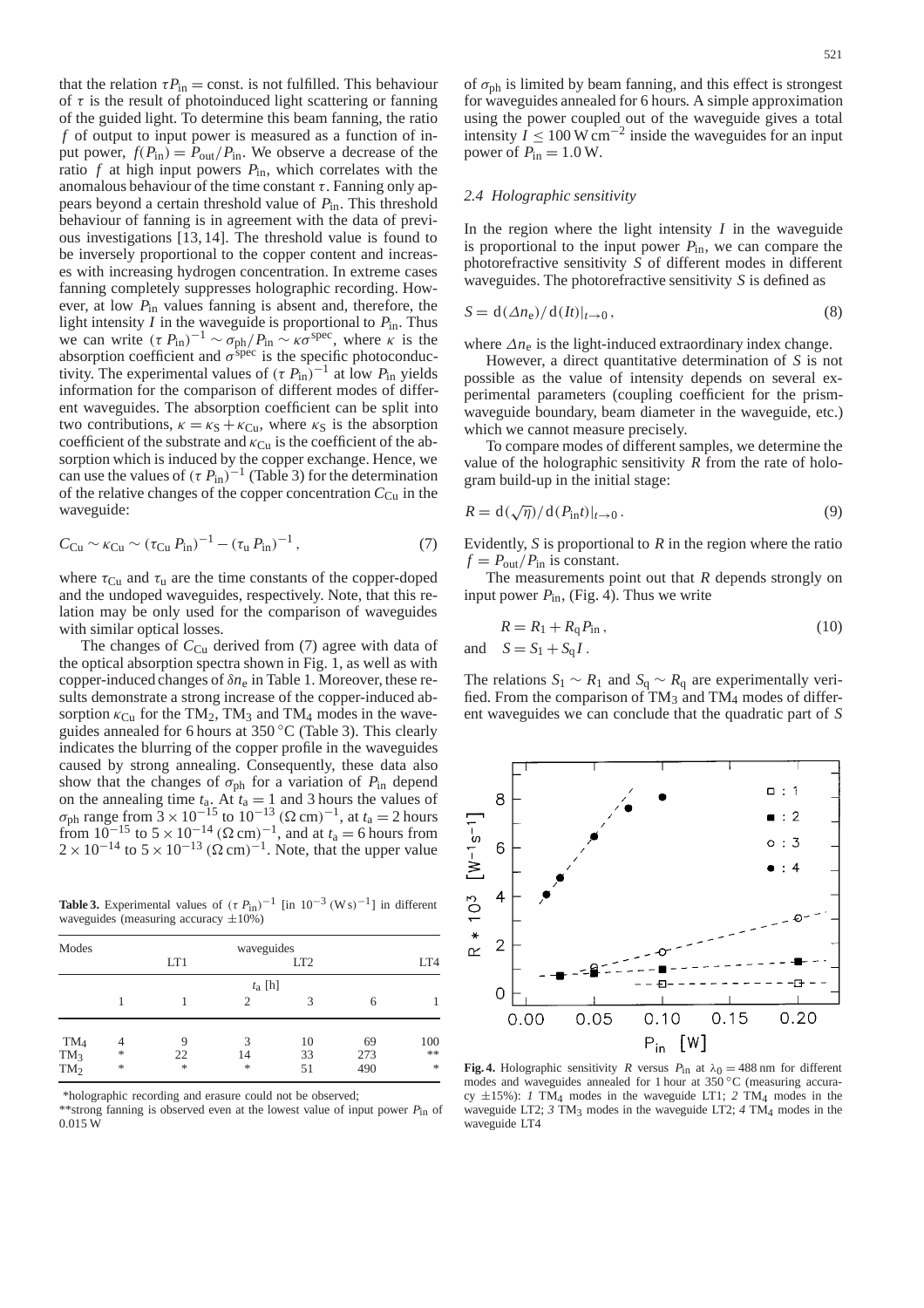that the relation $\tau P_{\text{in}} = \text{const.}$ is not fulfilled. This behaviour of $\tau$ is the result of photoinduced light scattering or fanning of the guided light. To determine this beam fanning, the ratio $f$ of output to input power is measured as a function of input power, $f(P_{\text{in}}) = P_{\text{out}}/P_{\text{in}}$. We observe a decrease of the ratio $f$ at high input powers $P_{\text{in}}$, which correlates with the anomalous behaviour of the time constant $\tau$. Fanning only appears beyond a certain threshold value of $P_{\text{in}}$. This threshold behaviour of fanning is in agreement with the data of previous investigations [13, 14]. The threshold value is found to be inversely proportional to the copper content and increases with increasing hydrogen concentration. In extreme cases fanning completely suppresses holographic recording. However, at low $P_{\text{in}}$ values fanning is absent and, therefore, the light intensity $I$ in the waveguide is proportional to $P_{\text{in}}$. Thus we can write $(\tau P_{\text{in}})^{-1} \sim \sigma_{\text{ph}}/P_{\text{in}} \sim \kappa\sigma^{\text{spec}}$, where $\kappa$ is the absorption coefficient and $\sigma^{\text{spec}}$ is the specific photoconductivity. The experimental values of $(\tau P_{\text{in}})^{-1}$ at low $P_{\text{in}}$ yields information for the comparison of different modes of different waveguides. The absorption coefficient can be split into two contributions, $\kappa = \kappa_{\text{S}} + \kappa_{\text{Cu}}$, where $\kappa_{\text{S}}$ is the absorption coefficient of the substrate and $\kappa_{\text{Cu}}$ is the coefficient of the absorption which is induced by the copper exchange. Hence, we can use the values of $(\tau P_{\text{in}})^{-1}$ (Table 3) for the determination of the relative changes of the copper concentration $C_{\text{Cu}}$ in the waveguide:

$$C_{\text{Cu}} \sim \kappa_{\text{Cu}} \sim (\tau_{\text{Cu}} P_{\text{in}})^{-1} - (\tau_{\text{u}} P_{\text{in}})^{-1}, \tag{7}$$

where $\tau_{\text{Cu}}$ and $\tau_{\text{u}}$ are the time constants of the copper-doped and the undoped waveguides, respectively. Note, that this relation may be only used for the comparison of waveguides with similar optical losses.

The changes of $C_{\text{Cu}}$ derived from (7) agree with data of the optical absorption spectra shown in Fig. 1, as well as with copper-induced changes of $\delta n_{\text{e}}$ in Table 1. Moreover, these results demonstrate a strong increase of the copper-induced absorption $\kappa_{\text{Cu}}$ for the $\text{TM}_2$, $\text{TM}_3$ and $\text{TM}_4$ modes in the waveguides annealed for 6 hours at 350 °C (Table 3). This clearly indicates the blurring of the copper profile in the waveguides caused by strong annealing. Consequently, these data also show that the changes of $\sigma_{\text{ph}}$ for a variation of $P_{\text{in}}$ depend on the annealing time $t_{\text{a}}$. At $t_{\text{a}} = 1$ and 3 hours the values of $\sigma_{\text{ph}}$ range from $3 \times 10^{-15}$ to $10^{-13}$ $(\Omega\,\text{cm})^{-1}$, at $t_{\text{a}} = 2$ hours from $10^{-15}$ to $5 \times 10^{-14}$ $(\Omega\,\text{cm})^{-1}$, and at $t_{\text{a}} = 6$ hours from $2 \times 10^{-14}$ to $5 \times 10^{-13}$ $(\Omega\,\text{cm})^{-1}$. Note, that the upper value of $\sigma_{\text{ph}}$ is limited by beam fanning, and this effect is strongest for waveguides annealed for 6 hours. A simple approximation using the power coupled out of the waveguide gives a total intensity $I \leq 100\,\text{W}\,\text{cm}^{-2}$ inside the waveguides for an input power of $P_{\text{in}} = 1.0\,\text{W}$.

**Table 3.** Experimental values of $(\tau P_{\text{in}})^{-1}$ [in $10^{-3}\,(\text{W}\,\text{s})^{-1}$] in different waveguides (measuring accuracy ±10%)

| Modes | LT1 | LT2 | | | | LT4 |
|---|---|---|---|---|---|---|
| | $t_{\text{a}}$ [h] | | | | | |
| | 1 | 1 | 2 | 3 | 6 | 1 |
| $\text{TM}_4$ | 4 | 9 | 3 | 10 | 69 | 100 |
| $\text{TM}_3$ | * | 22 | 14 | 33 | 273 | ** |
| $\text{TM}_2$ | * | * | * | 51 | 490 | * |

*holographic recording and erasure could not be observed;
**strong fanning is observed even at the lowest value of input power $P_{\text{in}}$ of 0.015 W

### 2.4 Holographic sensitivity

In the region where the light intensity $I$ in the waveguide is proportional to the input power $P_{\text{in}}$, we can compare the photorefractive sensitivity $S$ of different modes in different waveguides. The photorefractive sensitivity $S$ is defined as

$$S = \text{d}(\Delta n_{\text{e}})/\,\text{d}(It)|_{t\to 0}\,, \tag{8}$$

where $\Delta n_{\text{e}}$ is the light-induced extraordinary index change.

However, a direct quantitative determination of $S$ is not possible as the value of intensity depends on several experimental parameters (coupling coefficient for the prism-waveguide boundary, beam diameter in the waveguide, etc.) which we cannot measure precisely.

To compare modes of different samples, we determine the value of the holographic sensitivity $R$ from the rate of hologram build-up in the initial stage:

$$R = \text{d}(\sqrt{\eta})/\,\text{d}(P_{\text{in}}t)|_{t\to 0}\,. \tag{9}$$

Evidently, $S$ is proportional to $R$ in the region where the ratio $f = P_{\text{out}}/P_{\text{in}}$ is constant.

The measurements point out that $R$ depends strongly on input power $P_{\text{in}}$, (Fig. 4). Thus we write

$$R = R_1 + R_{\text{q}} P_{\text{in}}\,, \tag{10}$$
$$\text{and} \quad S = S_1 + S_{\text{q}} I\,.$$

The relations $S_1 \sim R_1$ and $S_{\text{q}} \sim R_{\text{q}}$ are experimentally verified. From the comparison of $\text{TM}_3$ and $\text{TM}_4$ modes of different waveguides we can conclude that the quadratic part of $S$

**Fig. 4.** Holographic sensitivity $R$ versus $P_{\text{in}}$ at $\lambda_0 = 488$ nm for different modes and waveguides annealed for 1 hour at 350 °C (measuring accuracy ±15%): *1* $\text{TM}_4$ modes in the waveguide LT1; *2* $\text{TM}_4$ modes in the waveguide LT2; *3* $\text{TM}_3$ modes in the waveguide LT2; *4* $\text{TM}_4$ modes in the waveguide LT4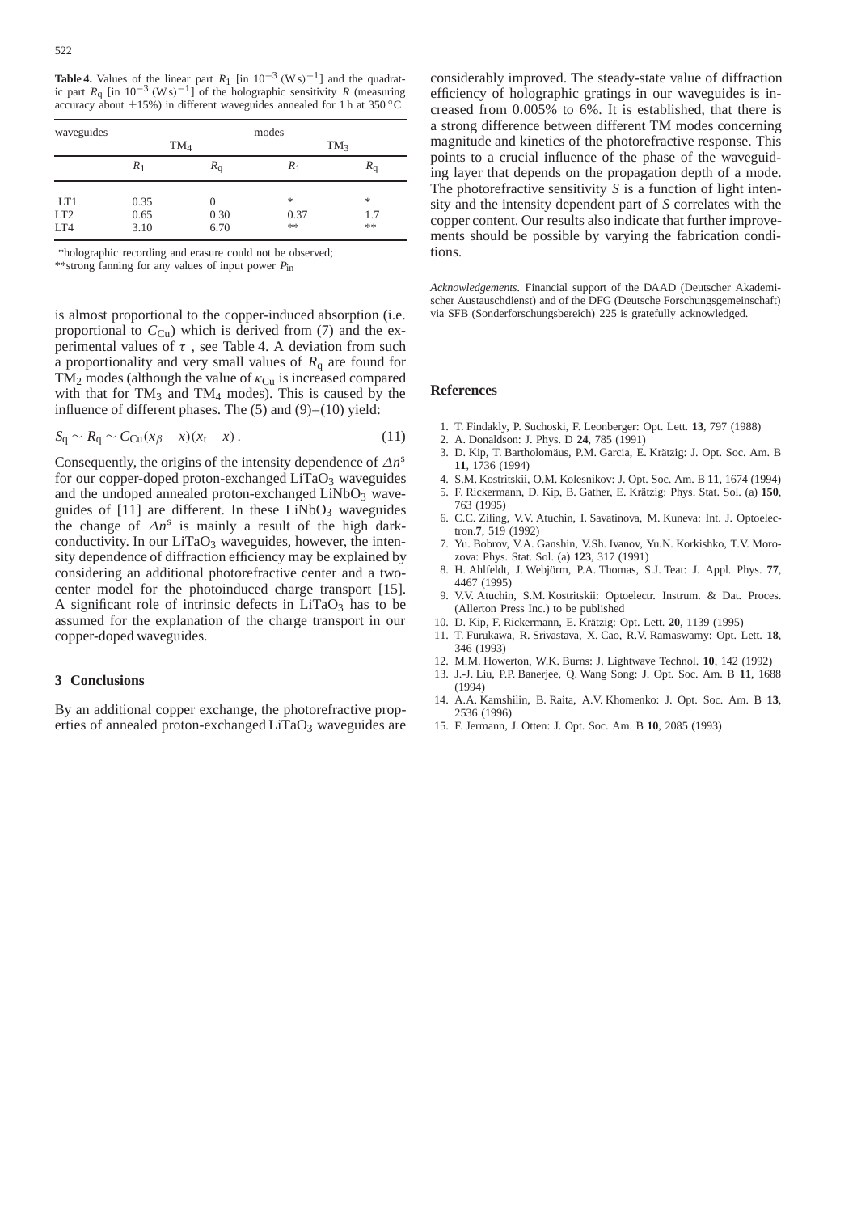**Table 4.** Values of the linear part $R_1$ [in $10^{-3}$ $(\mathrm{W\,s})^{-1}$] and the quadratic part $R_q$ [in $10^{-3}$ $(\mathrm{W\,s})^{-1}$] of the holographic sensitivity $R$ (measuring accuracy about ±15%) in different waveguides annealed for 1 h at 350 °C

| waveguides | modes | | | |
|---|---|---|---|---|
| | $TM_4$ | | $TM_3$ | |
| | $R_1$ | $R_q$ | $R_1$ | $R_q$ |
| LT1 | 0.35 | 0 | * | * |
| LT2 | 0.65 | 0.30 | 0.37 | 1.7 |
| LT4 | 3.10 | 6.70 | ** | ** |

*holographic recording and erasure could not be observed;
**strong fanning for any values of input power $P_{in}$

is almost proportional to the copper-induced absorption (i.e. proportional to $C_{Cu}$) which is derived from (7) and the experimental values of $\tau$ , see Table 4. A deviation from such a proportionality and very small values of $R_q$ are found for $TM_2$ modes (although the value of $\kappa_{Cu}$ is increased compared with that for $TM_3$ and $TM_4$ modes). This is caused by the influence of different phases. The (5) and (9)–(10) yield:

$$S_q \sim R_q \sim C_{Cu}(x_\beta - x)(x_t - x) . \tag{11}$$

Consequently, the origins of the intensity dependence of $\Delta n^s$ for our copper-doped proton-exchanged $LiTaO_3$ waveguides and the undoped annealed proton-exchanged $LiNbO_3$ waveguides of [11] are different. In these $LiNbO_3$ waveguides the change of $\Delta n^s$ is mainly a result of the high dark-conductivity. In our $LiTaO_3$ waveguides, however, the intensity dependence of diffraction efficiency may be explained by considering an additional photorefractive center and a two-center model for the photoinduced charge transport [15]. A significant role of intrinsic defects in $LiTaO_3$ has to be assumed for the explanation of the charge transport in our copper-doped waveguides.

## 3 Conclusions

By an additional copper exchange, the photorefractive properties of annealed proton-exchanged $LiTaO_3$ waveguides are considerably improved. The steady-state value of diffraction efficiency of holographic gratings in our waveguides is increased from 0.005% to 6%. It is established, that there is a strong difference between different TM modes concerning magnitude and kinetics of the photorefractive response. This points to a crucial influence of the phase of the waveguiding layer that depends on the propagation depth of a mode. The photorefractive sensitivity $S$ is a function of light intensity and the intensity dependent part of $S$ correlates with the copper content. Our results also indicate that further improvements should be possible by varying the fabrication conditions.

*Acknowledgements.* Financial support of the DAAD (Deutscher Akademischer Austauschdienst) and of the DFG (Deutsche Forschungsgemeinschaft) via SFB (Sonderforschungsbereich) 225 is gratefully acknowledged.

## References

1. T. Findakly, P. Suchoski, F. Leonberger: Opt. Lett. **13**, 797 (1988)
2. A. Donaldson: J. Phys. D **24**, 785 (1991)
3. D. Kip, T. Bartholomäus, P.M. Garcia, E. Krätzig: J. Opt. Soc. Am. B **11**, 1736 (1994)
4. S.M. Kostritskii, O.M. Kolesnikov: J. Opt. Soc. Am. B **11**, 1674 (1994)
5. F. Rickermann, D. Kip, B. Gather, E. Krätzig: Phys. Stat. Sol. (a) **150**, 763 (1995)
6. C.C. Ziling, V.V. Atuchin, I. Savatinova, M. Kuneva: Int. J. Optoelectron.**7**, 519 (1992)
7. Yu. Bobrov, V.A. Ganshin, V.Sh. Ivanov, Yu.N. Korkishko, T.V. Morozova: Phys. Stat. Sol. (a) **123**, 317 (1991)
8. H. Ahlfeldt, J. Webjörm, P.A. Thomas, S.J. Teat: J. Appl. Phys. **77**, 4467 (1995)
9. V.V. Atuchin, S.M. Kostritskii: Optoelectr. Instrum. & Dat. Proces. (Allerton Press Inc.) to be published
10. D. Kip, F. Rickermann, E. Krätzig: Opt. Lett. **20**, 1139 (1995)
11. T. Furukawa, R. Srivastava, X. Cao, R.V. Ramaswamy: Opt. Lett. **18**, 346 (1993)
12. M.M. Howerton, W.K. Burns: J. Lightwave Technol. **10**, 142 (1992)
13. J.-J. Liu, P.P. Banerjee, Q. Wang Song: J. Opt. Soc. Am. B **11**, 1688 (1994)
14. A.A. Kamshilin, B. Raita, A.V. Khomenko: J. Opt. Soc. Am. B **13**, 2536 (1996)
15. F. Jermann, J. Otten: J. Opt. Soc. Am. B **10**, 2085 (1993)